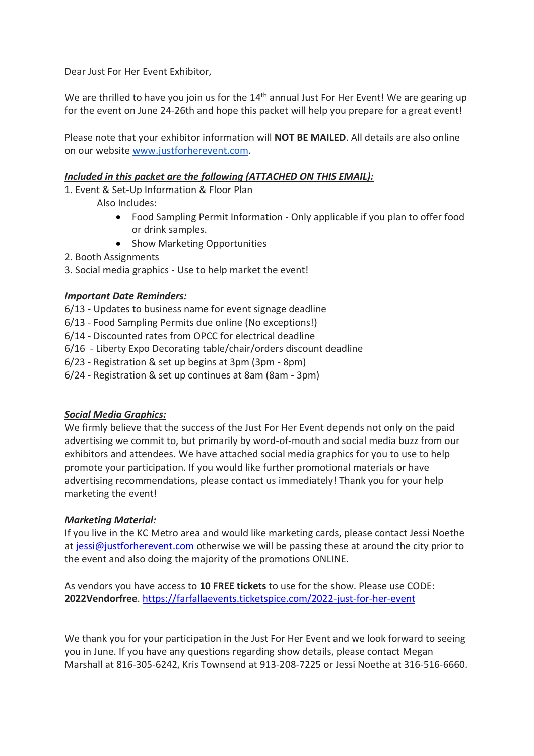Dear Just For Her Event Exhibitor,

We are thrilled to have you join us for the 14th annual Just For Her Event! We are gearing up for the event on June 24-26th and hope this packet will help you prepare for a great event!

Please note that your exhibitor information will **NOT BE MAILED**. All details are also online on our website [www.justforherevent.com](http://www.justforherevent.com).

***Included in this packet are the following (ATTACHED ON THIS EMAIL):***

1. Event & Set-Up Information & Floor Plan
   Also Includes:
   - Food Sampling Permit Information - Only applicable if you plan to offer food or drink samples.
   - Show Marketing Opportunities
2. Booth Assignments
3. Social media graphics - Use to help market the event!

***Important Date Reminders:***

6/13 - Updates to business name for event signage deadline
6/13 - Food Sampling Permits due online (No exceptions!)
6/14 - Discounted rates from OPCC for electrical deadline
6/16 - Liberty Expo Decorating table/chair/orders discount deadline
6/23 - Registration & set up begins at 3pm (3pm - 8pm)
6/24 - Registration & set up continues at 8am (8am - 3pm)

***Social Media Graphics:***

We firmly believe that the success of the Just For Her Event depends not only on the paid advertising we commit to, but primarily by word-of-mouth and social media buzz from our exhibitors and attendees. We have attached social media graphics for you to use to help promote your participation. If you would like further promotional materials or have advertising recommendations, please contact us immediately! Thank you for your help marketing the event!

***Marketing Material:***

If you live in the KC Metro area and would like marketing cards, please contact Jessi Noethe at [jessi@justforherevent.com](mailto:jessi@justforherevent.com) otherwise we will be passing these at around the city prior to the event and also doing the majority of the promotions ONLINE.

As vendors you have access to **10 FREE tickets** to use for the show. Please use CODE: **2022Vendorfree**. [https://farfallaevents.ticketspice.com/2022-just-for-her-event](https://farfallaevents.ticketspice.com/2022-just-for-her-event)

We thank you for your participation in the Just For Her Event and we look forward to seeing you in June. If you have any questions regarding show details, please contact Megan Marshall at 816-305-6242, Kris Townsend at 913-208-7225 or Jessi Noethe at 316-516-6660.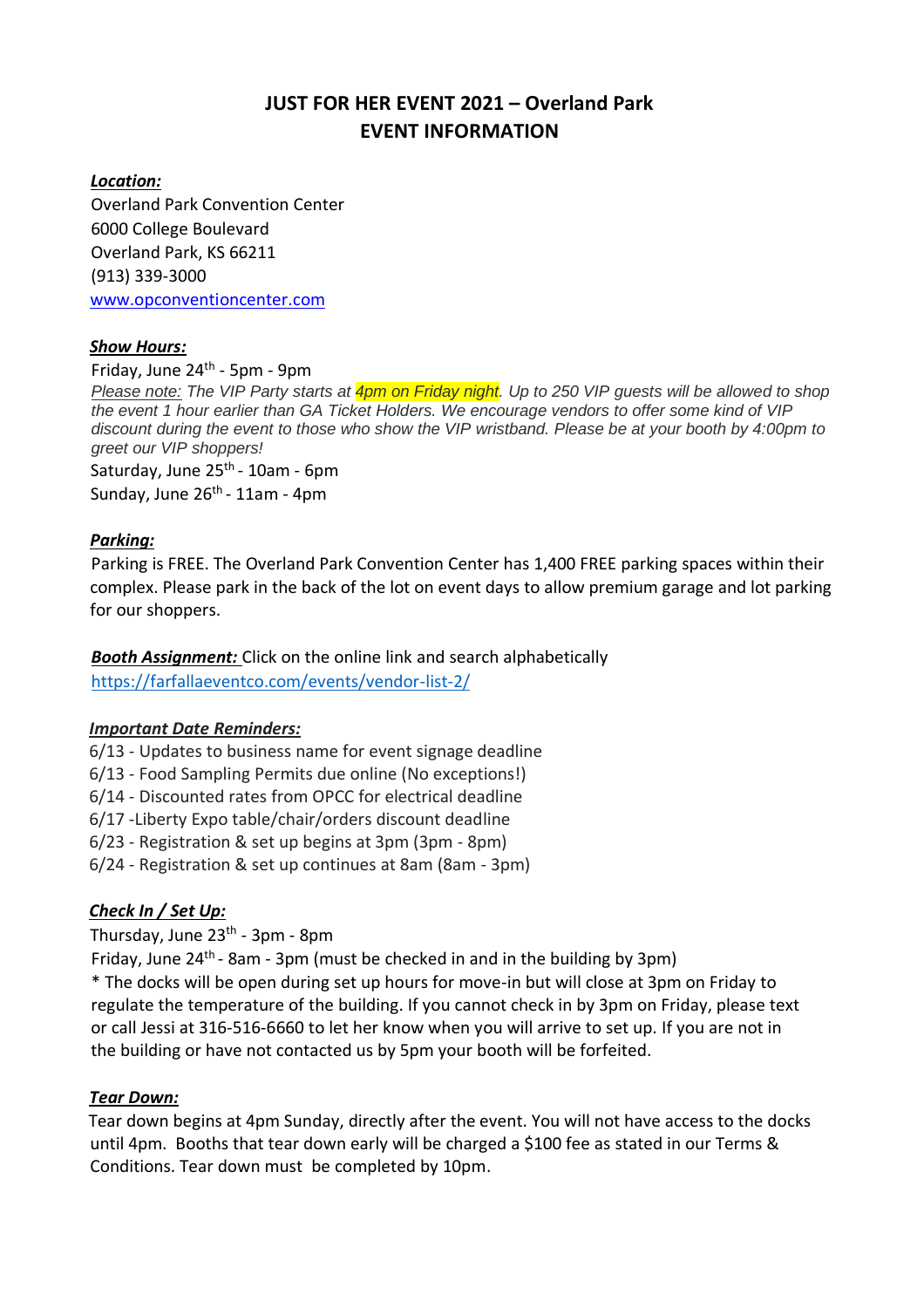# JUST FOR HER EVENT 2021 – Overland Park
## EVENT INFORMATION

***Location:***

Overland Park Convention Center
6000 College Boulevard
Overland Park, KS 66211
(913) 339-3000
www.opconventioncenter.com

***Show Hours:***

Friday, June 24th - 5pm - 9pm

*Please note: The VIP Party starts at 4pm on Friday night. Up to 250 VIP guests will be allowed to shop the event 1 hour earlier than GA Ticket Holders. We encourage vendors to offer some kind of VIP discount during the event to those who show the VIP wristband. Please be at your booth by 4:00pm to greet our VIP shoppers!*

Saturday, June 25th - 10am - 6pm
Sunday, June 26th - 11am - 4pm

***Parking:***

Parking is FREE. The Overland Park Convention Center has 1,400 FREE parking spaces within their complex. Please park in the back of the lot on event days to allow premium garage and lot parking for our shoppers.

***Booth Assignment:*** Click on the online link and search alphabetically
https://farfallaeventco.com/events/vendor-list-2/

***Important Date Reminders:***

6/13 - Updates to business name for event signage deadline
6/13 - Food Sampling Permits due online (No exceptions!)
6/14 - Discounted rates from OPCC for electrical deadline
6/17 -Liberty Expo table/chair/orders discount deadline
6/23 - Registration & set up begins at 3pm (3pm - 8pm)
6/24 - Registration & set up continues at 8am (8am - 3pm)

***Check In / Set Up:***

Thursday, June 23rd - 3pm - 8pm
Friday, June 24th - 8am - 3pm (must be checked in and in the building by 3pm)
* The docks will be open during set up hours for move-in but will close at 3pm on Friday to regulate the temperature of the building. If you cannot check in by 3pm on Friday, please text or call Jessi at 316-516-6660 to let her know when you will arrive to set up. If you are not in the building or have not contacted us by 5pm your booth will be forfeited.

***Tear Down:***

Tear down begins at 4pm Sunday, directly after the event. You will not have access to the docks until 4pm. Booths that tear down early will be charged a $100 fee as stated in our Terms & Conditions. Tear down must be completed by 10pm.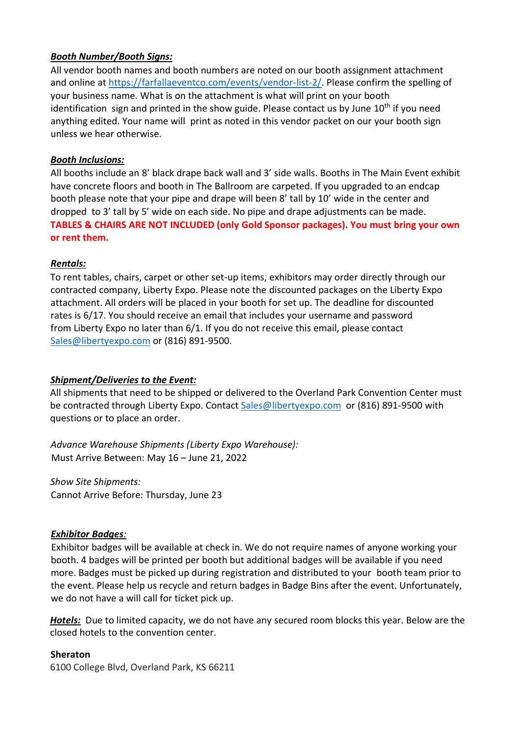***Booth Number/Booth Signs:***

All vendor booth names and booth numbers are noted on our booth assignment attachment and online at https://farfallaeventco.com/events/vendor-list-2/. Please confirm the spelling of your business name. What is on the attachment is what will print on your booth identification sign and printed in the show guide. Please contact us by June 10th if you need anything edited. Your name will print as noted in this vendor packet on our your booth sign unless we hear otherwise.

***Booth Inclusions:***

All booths include an 8' black drape back wall and 3' side walls. Booths in The Main Event exhibit have concrete floors and booth in The Ballroom are carpeted. If you upgraded to an endcap booth please note that your pipe and drape will been 8' tall by 10' wide in the center and dropped to 3' tall by 5' wide on each side. No pipe and drape adjustments can be made. **TABLES & CHAIRS ARE NOT INCLUDED (only Gold Sponsor packages). You must bring your own or rent them.**

***Rentals:***

To rent tables, chairs, carpet or other set-up items, exhibitors may order directly through our contracted company, Liberty Expo. Please note the discounted packages on the Liberty Expo attachment. All orders will be placed in your booth for set up. The deadline for discounted rates is 6/17. You should receive an email that includes your username and password from Liberty Expo no later than 6/1. If you do not receive this email, please contact Sales@libertyexpo.com or (816) 891-9500.

***Shipment/Deliveries to the Event:***

All shipments that need to be shipped or delivered to the Overland Park Convention Center must be contracted through Liberty Expo. Contact Sales@libertyexpo.com or (816) 891-9500 with questions or to place an order.

*Advance Warehouse Shipments (Liberty Expo Warehouse):*
Must Arrive Between: May 16 – June 21, 2022

*Show Site Shipments:*
Cannot Arrive Before: Thursday, June 23

***Exhibitor Badges:***

Exhibitor badges will be available at check in. We do not require names of anyone working your booth. 4 badges will be printed per booth but additional badges will be available if you need more. Badges must be picked up during registration and distributed to your booth team prior to the event. Please help us recycle and return badges in Badge Bins after the event. Unfortunately, we do not have a will call for ticket pick up.

***Hotels:*** Due to limited capacity, we do not have any secured room blocks this year. Below are the closed hotels to the convention center.

**Sheraton**
6100 College Blvd, Overland Park, KS 66211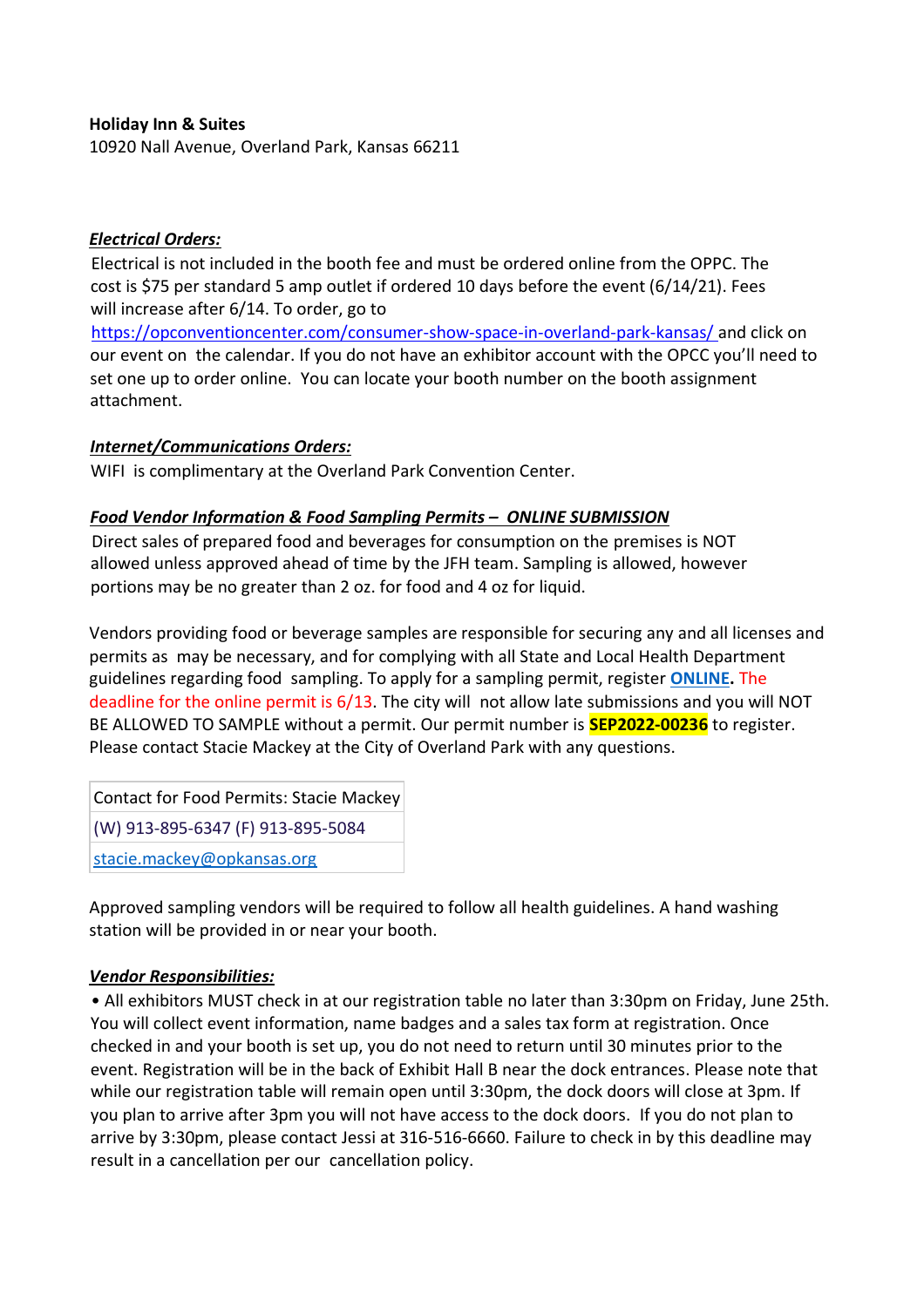**Holiday Inn & Suites**
10920 Nall Avenue, Overland Park, Kansas 66211

***Electrical Orders:***

Electrical is not included in the booth fee and must be ordered online from the OPPC. The cost is $75 per standard 5 amp outlet if ordered 10 days before the event (6/14/21). Fees will increase after 6/14. To order, go to https://opconventioncenter.com/consumer-show-space-in-overland-park-kansas/ and click on our event on the calendar. If you do not have an exhibitor account with the OPCC you'll need to set one up to order online. You can locate your booth number on the booth assignment attachment.

***Internet/Communications Orders:***

WIFI is complimentary at the Overland Park Convention Center.

***Food Vendor Information & Food Sampling Permits – ONLINE SUBMISSION***

Direct sales of prepared food and beverages for consumption on the premises is NOT allowed unless approved ahead of time by the JFH team. Sampling is allowed, however portions may be no greater than 2 oz. for food and 4 oz for liquid.

Vendors providing food or beverage samples are responsible for securing any and all licenses and permits as may be necessary, and for complying with all State and Local Health Department guidelines regarding food sampling. To apply for a sampling permit, register **ONLINE**. The deadline for the online permit is 6/13. The city will not allow late submissions and you will NOT BE ALLOWED TO SAMPLE without a permit. Our permit number is **SEP2022-00236** to register. Please contact Stacie Mackey at the City of Overland Park with any questions.

| |
|---|
| Contact for Food Permits: Stacie Mackey |
| (W) 913-895-6347 (F) 913-895-5084 |
| stacie.mackey@opkansas.org |

Approved sampling vendors will be required to follow all health guidelines. A hand washing station will be provided in or near your booth.

***Vendor Responsibilities:***

• All exhibitors MUST check in at our registration table no later than 3:30pm on Friday, June 25th. You will collect event information, name badges and a sales tax form at registration. Once checked in and your booth is set up, you do not need to return until 30 minutes prior to the event. Registration will be in the back of Exhibit Hall B near the dock entrances. Please note that while our registration table will remain open until 3:30pm, the dock doors will close at 3pm. If you plan to arrive after 3pm you will not have access to the dock doors. If you do not plan to arrive by 3:30pm, please contact Jessi at 316-516-6660. Failure to check in by this deadline may result in a cancellation per our cancellation policy.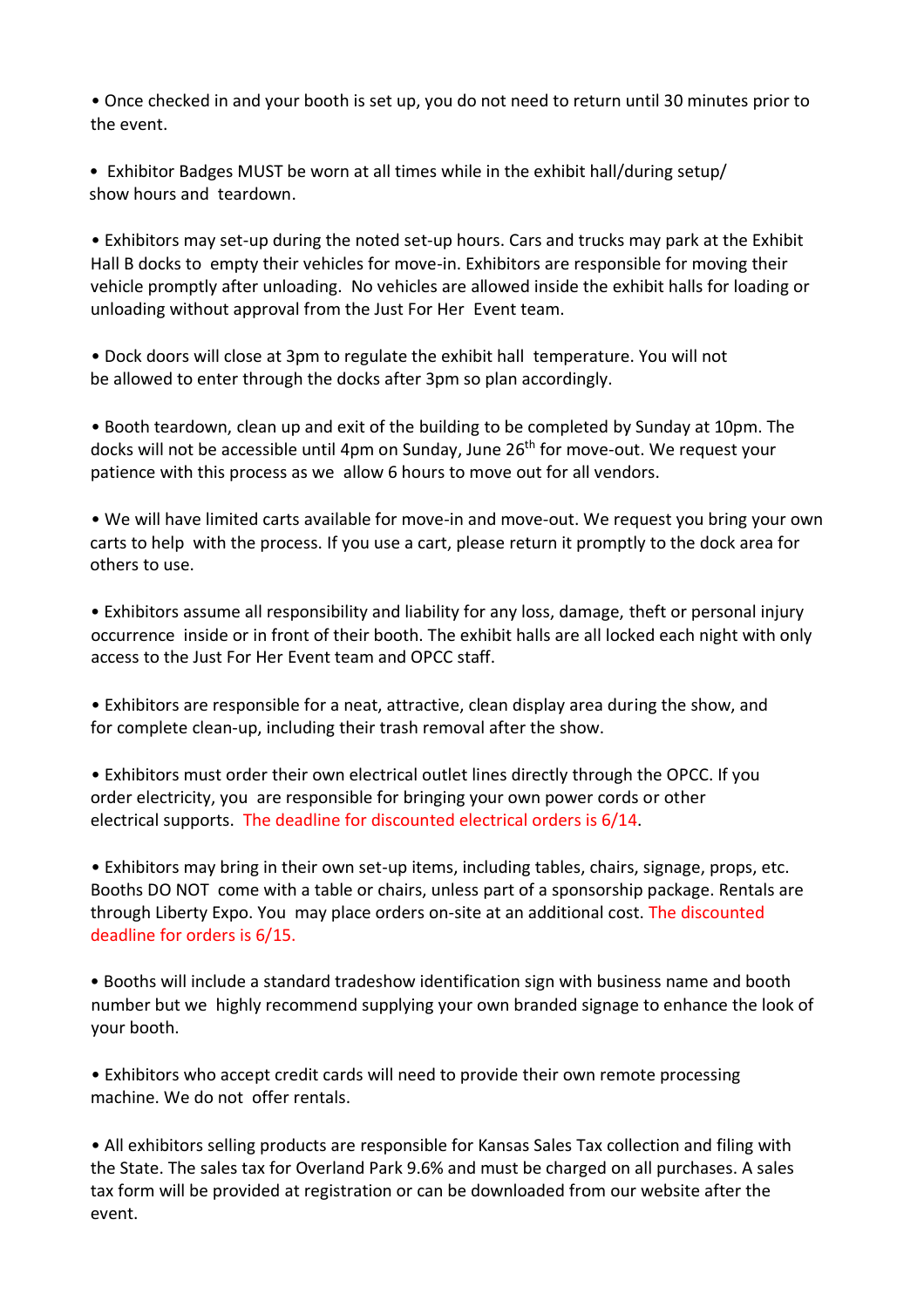- Once checked in and your booth is set up, you do not need to return until 30 minutes prior to the event.

- Exhibitor Badges MUST be worn at all times while in the exhibit hall/during setup/ show hours and teardown.

- Exhibitors may set-up during the noted set-up hours. Cars and trucks may park at the Exhibit Hall B docks to empty their vehicles for move-in. Exhibitors are responsible for moving their vehicle promptly after unloading. No vehicles are allowed inside the exhibit halls for loading or unloading without approval from the Just For Her Event team.

- Dock doors will close at 3pm to regulate the exhibit hall temperature. You will not be allowed to enter through the docks after 3pm so plan accordingly.

- Booth teardown, clean up and exit of the building to be completed by Sunday at 10pm. The docks will not be accessible until 4pm on Sunday, June 26th for move-out. We request your patience with this process as we allow 6 hours to move out for all vendors.

- We will have limited carts available for move-in and move-out. We request you bring your own carts to help with the process. If you use a cart, please return it promptly to the dock area for others to use.

- Exhibitors assume all responsibility and liability for any loss, damage, theft or personal injury occurrence inside or in front of their booth. The exhibit halls are all locked each night with only access to the Just For Her Event team and OPCC staff.

- Exhibitors are responsible for a neat, attractive, clean display area during the show, and for complete clean-up, including their trash removal after the show.

- Exhibitors must order their own electrical outlet lines directly through the OPCC. If you order electricity, you are responsible for bringing your own power cords or other electrical supports. The deadline for discounted electrical orders is 6/14.

- Exhibitors may bring in their own set-up items, including tables, chairs, signage, props, etc. Booths DO NOT come with a table or chairs, unless part of a sponsorship package. Rentals are through Liberty Expo. You may place orders on-site at an additional cost. The discounted deadline for orders is 6/15.

- Booths will include a standard tradeshow identification sign with business name and booth number but we highly recommend supplying your own branded signage to enhance the look of your booth.

- Exhibitors who accept credit cards will need to provide their own remote processing machine. We do not offer rentals.

- All exhibitors selling products are responsible for Kansas Sales Tax collection and filing with the State. The sales tax for Overland Park 9.6% and must be charged on all purchases. A sales tax form will be provided at registration or can be downloaded from our website after the event.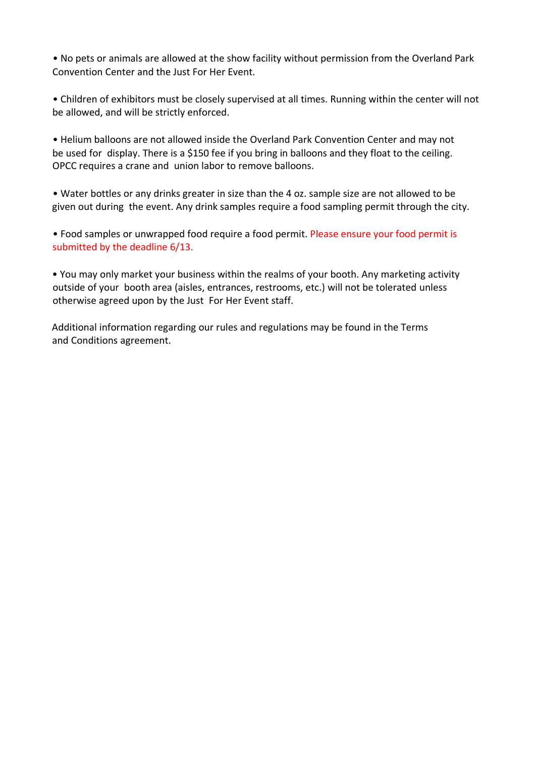- No pets or animals are allowed at the show facility without permission from the Overland Park Convention Center and the Just For Her Event.

- Children of exhibitors must be closely supervised at all times. Running within the center will not be allowed, and will be strictly enforced.

- Helium balloons are not allowed inside the Overland Park Convention Center and may not be used for display. There is a $150 fee if you bring in balloons and they float to the ceiling. OPCC requires a crane and union labor to remove balloons.

- Water bottles or any drinks greater in size than the 4 oz. sample size are not allowed to be given out during the event. Any drink samples require a food sampling permit through the city.

- Food samples or unwrapped food require a food permit. Please ensure your food permit is submitted by the deadline 6/13.

- You may only market your business within the realms of your booth. Any marketing activity outside of your booth area (aisles, entrances, restrooms, etc.) will not be tolerated unless otherwise agreed upon by the Just For Her Event staff.

Additional information regarding our rules and regulations may be found in the Terms and Conditions agreement.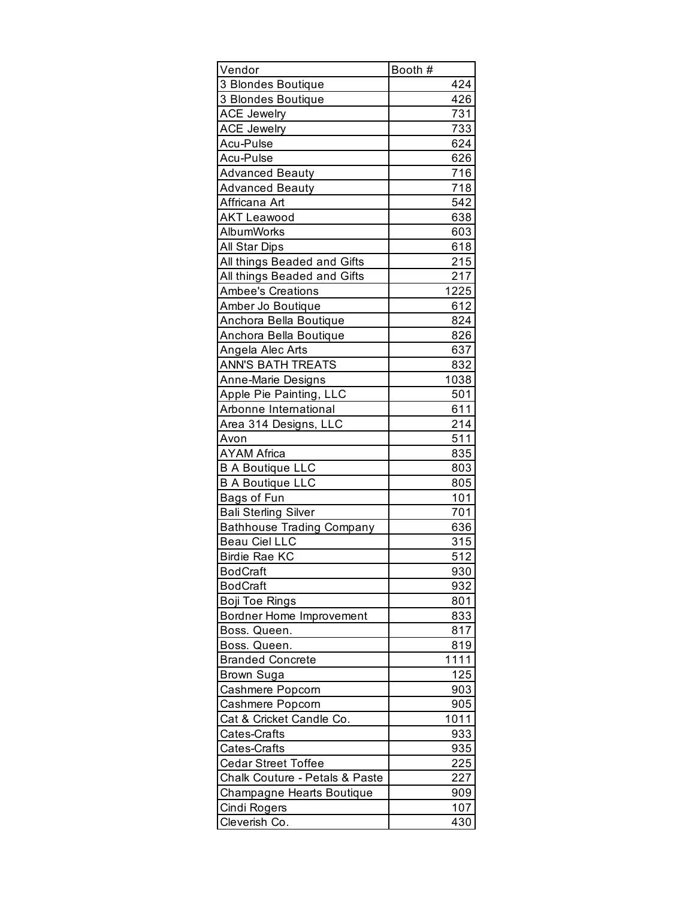| Vendor | Booth # |
| --- | --- |
| 3 Blondes Boutique | 424 |
| 3 Blondes Boutique | 426 |
| ACE Jewelry | 731 |
| ACE Jewelry | 733 |
| Acu-Pulse | 624 |
| Acu-Pulse | 626 |
| Advanced Beauty | 716 |
| Advanced Beauty | 718 |
| Affricana Art | 542 |
| AKT Leawood | 638 |
| AlbumWorks | 603 |
| All Star Dips | 618 |
| All things Beaded and Gifts | 215 |
| All things Beaded and Gifts | 217 |
| Ambee's Creations | 1225 |
| Amber Jo Boutique | 612 |
| Anchora Bella Boutique | 824 |
| Anchora Bella Boutique | 826 |
| Angela Alec Arts | 637 |
| ANN'S BATH TREATS | 832 |
| Anne-Marie Designs | 1038 |
| Apple Pie Painting, LLC | 501 |
| Arbonne International | 611 |
| Area 314 Designs, LLC | 214 |
| Avon | 511 |
| AYAM Africa | 835 |
| B A Boutique LLC | 803 |
| B A Boutique LLC | 805 |
| Bags of Fun | 101 |
| Bali Sterling Silver | 701 |
| Bathhouse Trading Company | 636 |
| Beau Ciel LLC | 315 |
| Birdie Rae KC | 512 |
| BodCraft | 930 |
| BodCraft | 932 |
| Boji Toe Rings | 801 |
| Bordner Home Improvement | 833 |
| Boss. Queen. | 817 |
| Boss. Queen. | 819 |
| Branded Concrete | 1111 |
| Brown Suga | 125 |
| Cashmere Popcorn | 903 |
| Cashmere Popcorn | 905 |
| Cat & Cricket Candle Co. | 1011 |
| Cates-Crafts | 933 |
| Cates-Crafts | 935 |
| Cedar Street Toffee | 225 |
| Chalk Couture - Petals & Paste | 227 |
| Champagne Hearts Boutique | 909 |
| Cindi Rogers | 107 |
| Cleverish Co. | 430 |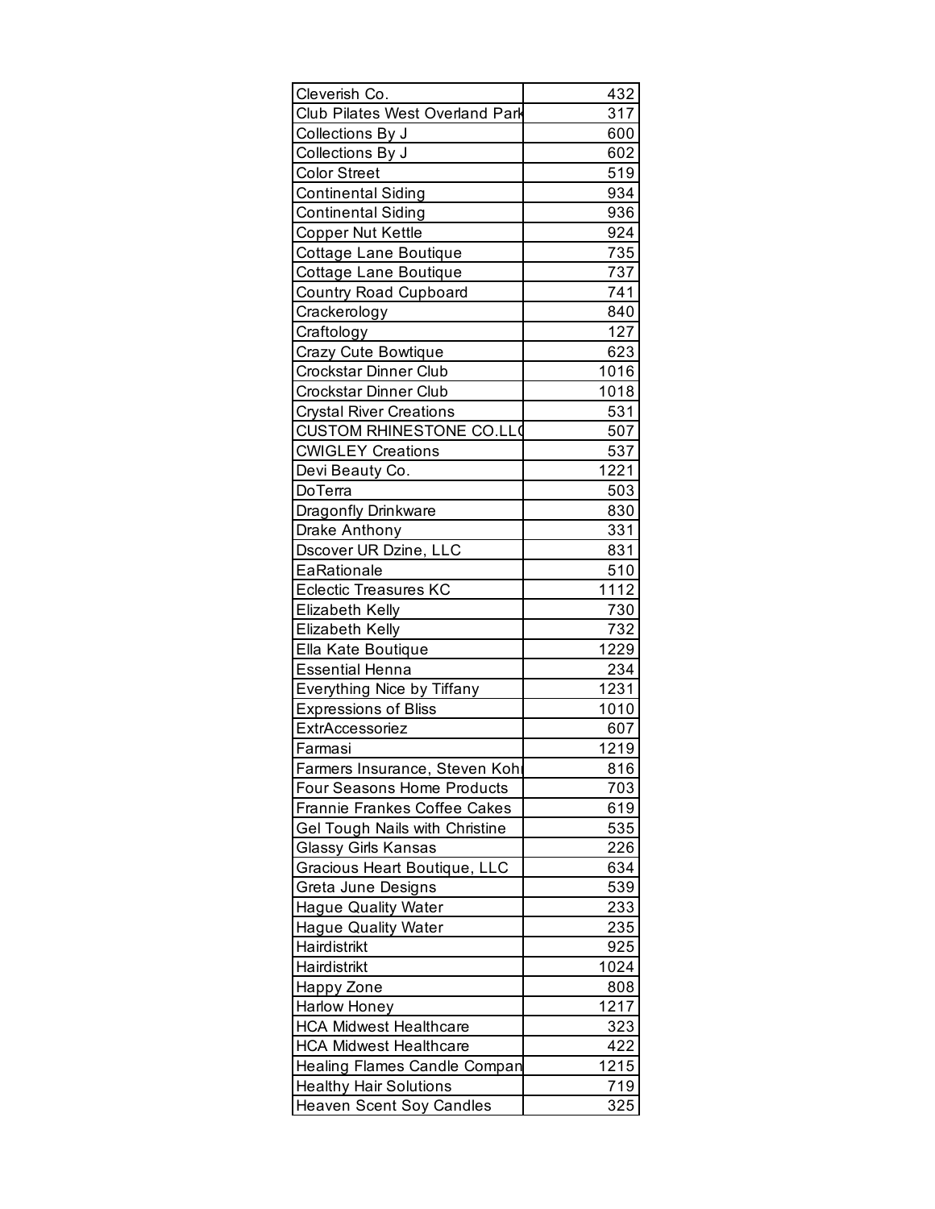| | |
|---|---|
| Cleverish Co. | 432 |
| Club Pilates West Overland Park | 317 |
| Collections By J | 600 |
| Collections By J | 602 |
| Color Street | 519 |
| Continental Siding | 934 |
| Continental Siding | 936 |
| Copper Nut Kettle | 924 |
| Cottage Lane Boutique | 735 |
| Cottage Lane Boutique | 737 |
| Country Road Cupboard | 741 |
| Crackerology | 840 |
| Craftology | 127 |
| Crazy Cute Bowtique | 623 |
| Crockstar Dinner Club | 1016 |
| Crockstar Dinner Club | 1018 |
| Crystal River Creations | 531 |
| CUSTOM RHINESTONE CO.LLC | 507 |
| CWIGLEY Creations | 537 |
| Devi Beauty Co. | 1221 |
| DoTerra | 503 |
| Dragonfly Drinkware | 830 |
| Drake Anthony | 331 |
| Dscover UR Dzine, LLC | 831 |
| EaRationale | 510 |
| Eclectic Treasures KC | 1112 |
| Elizabeth Kelly | 730 |
| Elizabeth Kelly | 732 |
| Ella Kate Boutique | 1229 |
| Essential Henna | 234 |
| Everything Nice by Tiffany | 1231 |
| Expressions of Bliss | 1010 |
| ExtrAccessoriez | 607 |
| Farmasi | 1219 |
| Farmers Insurance, Steven Kohl | 816 |
| Four Seasons Home Products | 703 |
| Frannie Frankes Coffee Cakes | 619 |
| Gel Tough Nails with Christine | 535 |
| Glassy Girls Kansas | 226 |
| Gracious Heart Boutique, LLC | 634 |
| Greta June Designs | 539 |
| Hague Quality Water | 233 |
| Hague Quality Water | 235 |
| Hairdistrikt | 925 |
| Hairdistrikt | 1024 |
| Happy Zone | 808 |
| Harlow Honey | 1217 |
| HCA Midwest Healthcare | 323 |
| HCA Midwest Healthcare | 422 |
| Healing Flames Candle Compan | 1215 |
| Healthy Hair Solutions | 719 |
| Heaven Scent Soy Candles | 325 |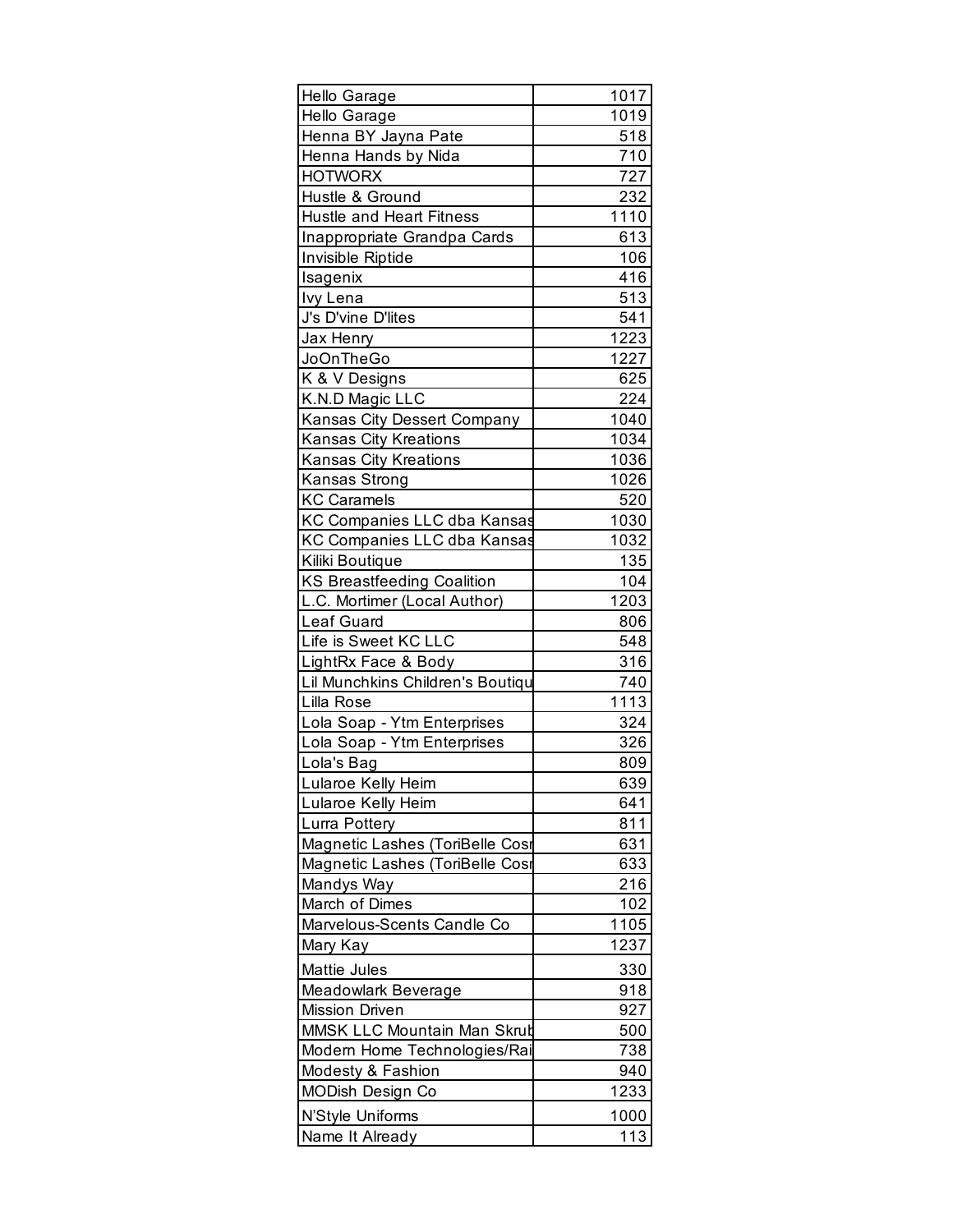| | |
|---|---|
| Hello Garage | 1017 |
| Hello Garage | 1019 |
| Henna BY Jayna Pate | 518 |
| Henna Hands by Nida | 710 |
| HOTWORX | 727 |
| Hustle & Ground | 232 |
| Hustle and Heart Fitness | 1110 |
| Inappropriate Grandpa Cards | 613 |
| Invisible Riptide | 106 |
| Isagenix | 416 |
| Ivy Lena | 513 |
| J's D'vine D'lites | 541 |
| Jax Henry | 1223 |
| JoOnTheGo | 1227 |
| K & V Designs | 625 |
| K.N.D Magic LLC | 224 |
| Kansas City Dessert Company | 1040 |
| Kansas City Kreations | 1034 |
| Kansas City Kreations | 1036 |
| Kansas Strong | 1026 |
| KC Caramels | 520 |
| KC Companies LLC dba Kansas | 1030 |
| KC Companies LLC dba Kansas | 1032 |
| Kiliki Boutique | 135 |
| KS Breastfeeding Coalition | 104 |
| L.C. Mortimer (Local Author) | 1203 |
| Leaf Guard | 806 |
| Life is Sweet KC LLC | 548 |
| LightRx Face & Body | 316 |
| Lil Munchkins Children's Boutiqu | 740 |
| Lilla Rose | 1113 |
| Lola Soap - Ytm Enterprises | 324 |
| Lola Soap - Ytm Enterprises | 326 |
| Lola's Bag | 809 |
| Lularoe Kelly Heim | 639 |
| Lularoe Kelly Heim | 641 |
| Lurra Pottery | 811 |
| Magnetic Lashes (ToriBelle Cosr | 631 |
| Magnetic Lashes (ToriBelle Cosr | 633 |
| Mandys Way | 216 |
| March of Dimes | 102 |
| Marvelous-Scents Candle Co | 1105 |
| Mary Kay | 1237 |
| Mattie Jules | 330 |
| Meadowlark Beverage | 918 |
| Mission Driven | 927 |
| MMSK LLC Mountain Man Skrub | 500 |
| Modern Home Technologies/Rai | 738 |
| Modesty & Fashion | 940 |
| MODish Design Co | 1233 |
| N'Style Uniforms | 1000 |
| Name It Already | 113 |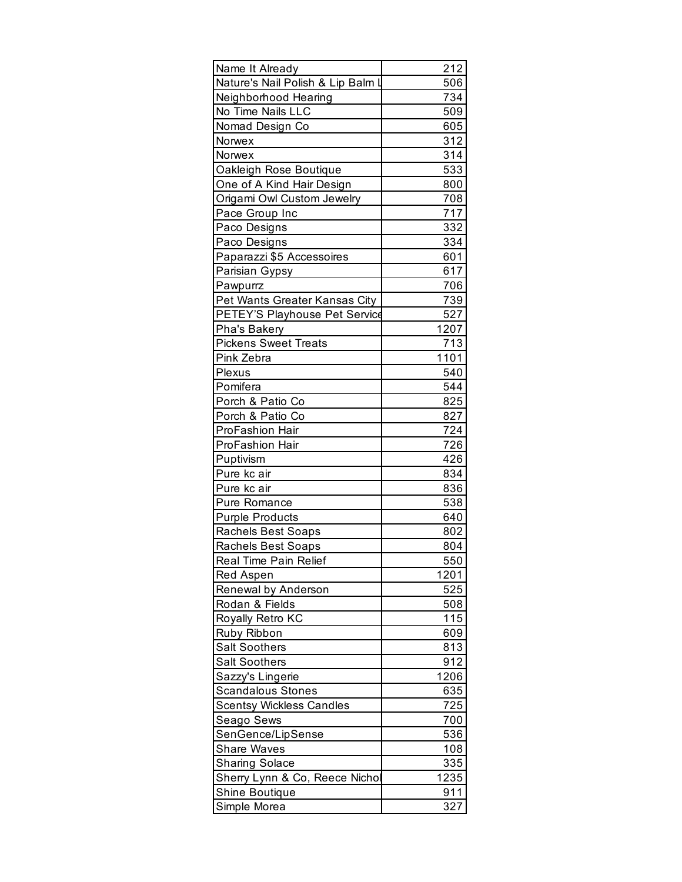| | |
|---|---|
| Name It Already | 212 |
| Nature's Nail Polish & Lip Balm L | 506 |
| Neighborhood Hearing | 734 |
| No Time Nails LLC | 509 |
| Nomad Design Co | 605 |
| Norwex | 312 |
| Norwex | 314 |
| Oakleigh Rose Boutique | 533 |
| One of A Kind Hair Design | 800 |
| Origami Owl Custom Jewelry | 708 |
| Pace Group Inc | 717 |
| Paco Designs | 332 |
| Paco Designs | 334 |
| Paparazzi $5 Accessoires | 601 |
| Parisian Gypsy | 617 |
| Pawpurrz | 706 |
| Pet Wants Greater Kansas City | 739 |
| PETEY'S Playhouse Pet Service | 527 |
| Pha's Bakery | 1207 |
| Pickens Sweet Treats | 713 |
| Pink Zebra | 1101 |
| Plexus | 540 |
| Pomifera | 544 |
| Porch & Patio Co | 825 |
| Porch & Patio Co | 827 |
| ProFashion Hair | 724 |
| ProFashion Hair | 726 |
| Puptivism | 426 |
| Pure kc air | 834 |
| Pure kc air | 836 |
| Pure Romance | 538 |
| Purple Products | 640 |
| Rachels Best Soaps | 802 |
| Rachels Best Soaps | 804 |
| Real Time Pain Relief | 550 |
| Red Aspen | 1201 |
| Renewal by Anderson | 525 |
| Rodan & Fields | 508 |
| Royally Retro KC | 115 |
| Ruby Ribbon | 609 |
| Salt Soothers | 813 |
| Salt Soothers | 912 |
| Sazzy's Lingerie | 1206 |
| Scandalous Stones | 635 |
| Scentsy Wickless Candles | 725 |
| Seago Sews | 700 |
| SenGence/LipSense | 536 |
| Share Waves | 108 |
| Sharing Solace | 335 |
| Sherry Lynn & Co, Reece Nichol | 1235 |
| Shine Boutique | 911 |
| Simple Morea | 327 |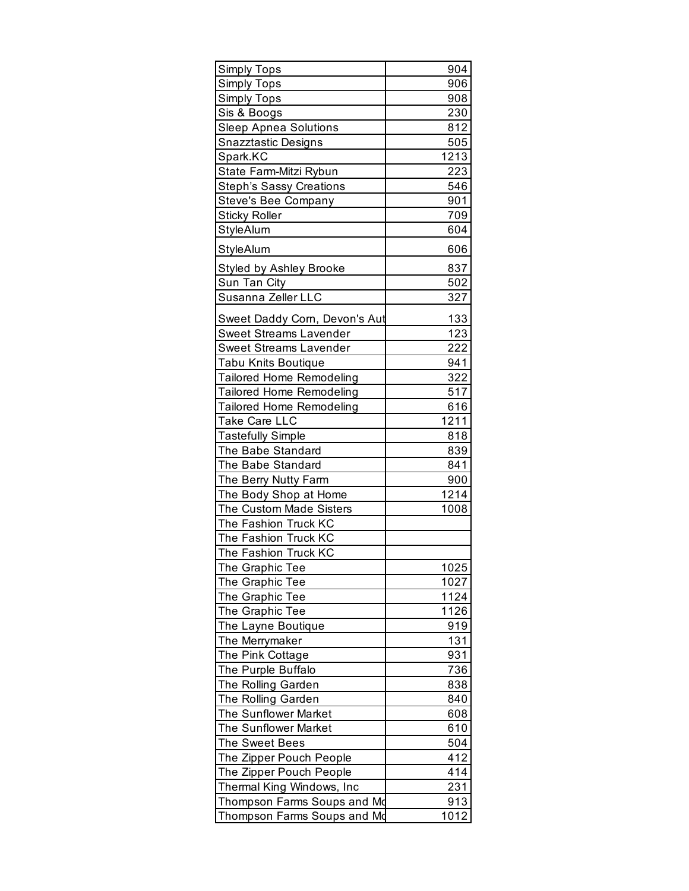| | |
|---|---|
| Simply Tops | 904 |
| Simply Tops | 906 |
| Simply Tops | 908 |
| Sis & Boogs | 230 |
| Sleep Apnea Solutions | 812 |
| Snazztastic Designs | 505 |
| Spark.KC | 1213 |
| State Farm-Mitzi Rybun | 223 |
| Steph's Sassy Creations | 546 |
| Steve's Bee Company | 901 |
| Sticky Roller | 709 |
| StyleAlum | 604 |
| StyleAlum | 606 |
| Styled by Ashley Brooke | 837 |
| Sun Tan City | 502 |
| Susanna Zeller LLC | 327 |
| Sweet Daddy Corn, Devon's Aut | 133 |
| Sweet Streams Lavender | 123 |
| Sweet Streams Lavender | 222 |
| Tabu Knits Boutique | 941 |
| Tailored Home Remodeling | 322 |
| Tailored Home Remodeling | 517 |
| Tailored Home Remodeling | 616 |
| Take Care LLC | 1211 |
| Tastefully Simple | 818 |
| The Babe Standard | 839 |
| The Babe Standard | 841 |
| The Berry Nutty Farm | 900 |
| The Body Shop at Home | 1214 |
| The Custom Made Sisters | 1008 |
| The Fashion Truck KC | |
| The Fashion Truck KC | |
| The Fashion Truck KC | |
| The Graphic Tee | 1025 |
| The Graphic Tee | 1027 |
| The Graphic Tee | 1124 |
| The Graphic Tee | 1126 |
| The Layne Boutique | 919 |
| The Merrymaker | 131 |
| The Pink Cottage | 931 |
| The Purple Buffalo | 736 |
| The Rolling Garden | 838 |
| The Rolling Garden | 840 |
| The Sunflower Market | 608 |
| The Sunflower Market | 610 |
| The Sweet Bees | 504 |
| The Zipper Pouch People | 412 |
| The Zipper Pouch People | 414 |
| Thermal King Windows, Inc | 231 |
| Thompson Farms Soups and Mo | 913 |
| Thompson Farms Soups and Mo | 1012 |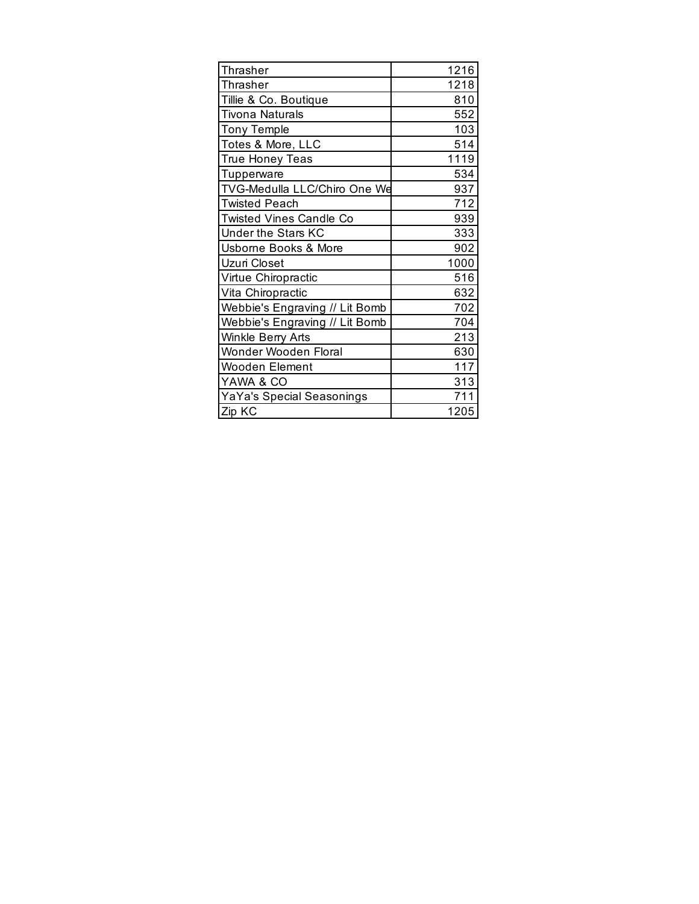| | |
|---|---|
| Thrasher | 1216 |
| Thrasher | 1218 |
| Tillie & Co. Boutique | 810 |
| Tivona Naturals | 552 |
| Tony Temple | 103 |
| Totes & More, LLC | 514 |
| True Honey Teas | 1119 |
| Tupperware | 534 |
| TVG-Medulla LLC/Chiro One We | 937 |
| Twisted Peach | 712 |
| Twisted Vines Candle Co | 939 |
| Under the Stars KC | 333 |
| Usborne Books & More | 902 |
| Uzuri Closet | 1000 |
| Virtue Chiropractic | 516 |
| Vita Chiropractic | 632 |
| Webbie's Engraving // Lit Bomb | 702 |
| Webbie's Engraving // Lit Bomb | 704 |
| Winkle Berry Arts | 213 |
| Wonder Wooden Floral | 630 |
| Wooden Element | 117 |
| YAWA & CO | 313 |
| YaYa's Special Seasonings | 711 |
| Zip KC | 1205 |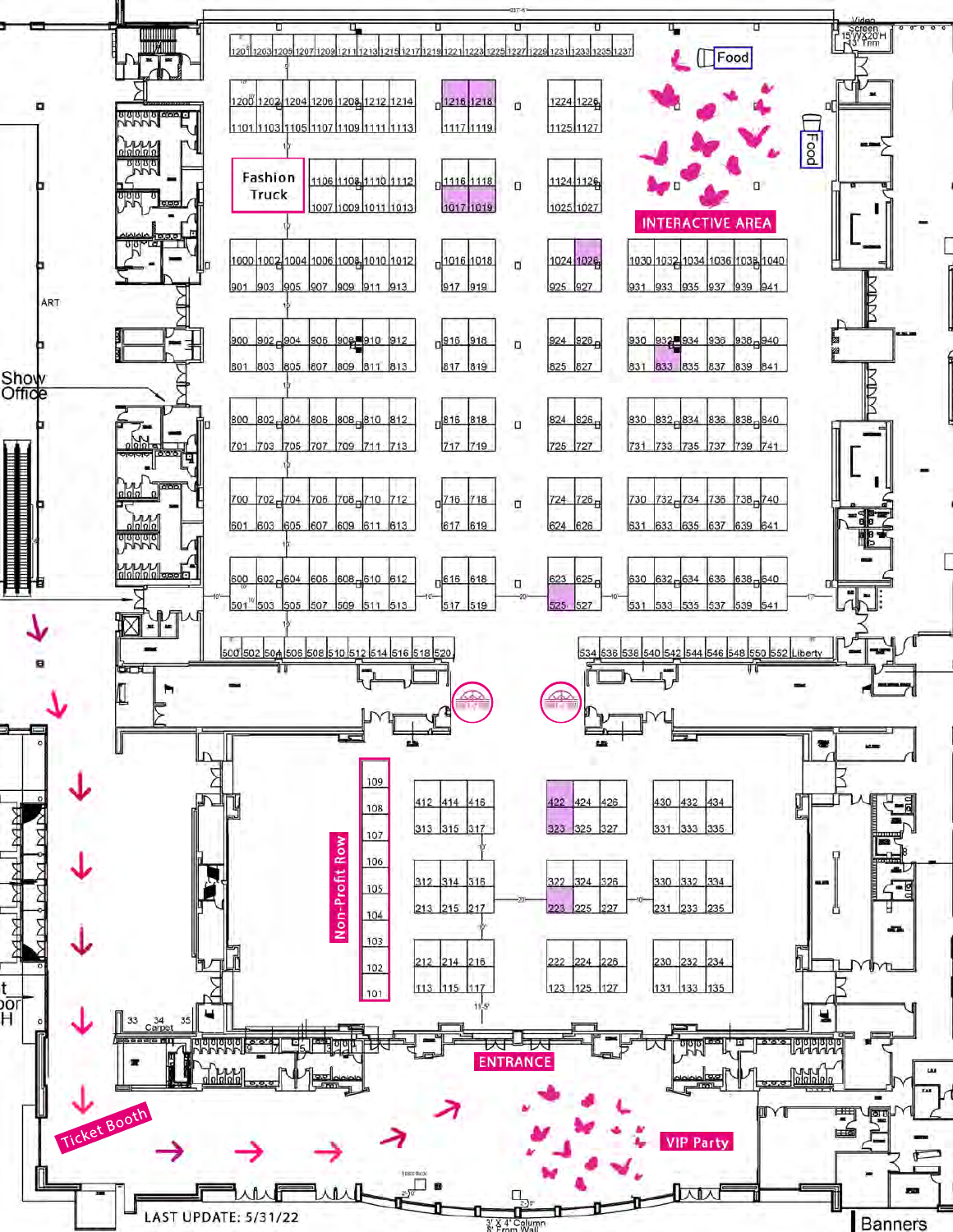Video Screen 15'W X 20'H 3' Trim

Food

Food

INTERACTIVE AREA

Fashion Truck

ART

Show Office

Non-Profit Row

Liberty

Carpet

ENTRANCE

VIP Party

Ticket Booth

Banners

LAST UPDATE: 5/31/22